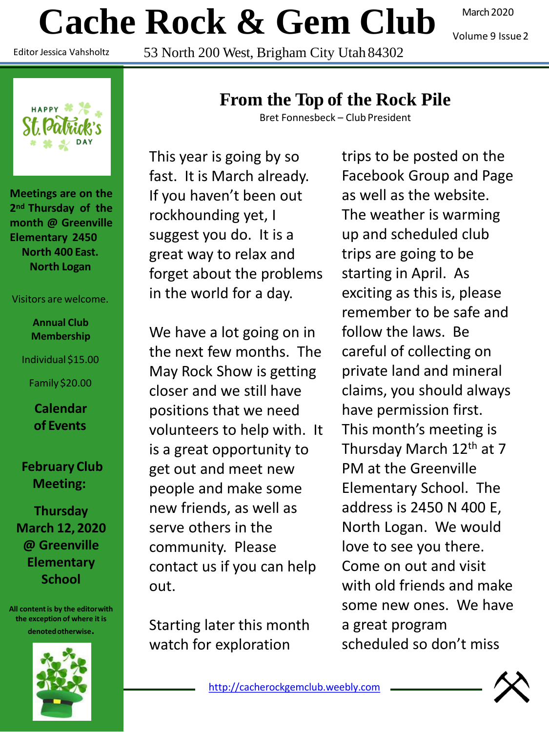# Cache Rock & Gem Club

March 2020

Volume 9 Issue 2

Editor Jessica Vahsholtz

53 North 200 West, Brigham City Utah 84302

**Meetings are on the 2nd Thursday of the month @ Greenville Elementary 2450 North 400 East. North Logan**

Visitors are welcome.

**Annual Club Membership**

Individual $15.00

Family $20.00

**Calendar of Events**

**February Club Meeting:**

**Thursday March 12, 2020 @ Greenville Elementary School**

**All content is by the editor with the exception of where it is denoted otherwise.**

## From the Top of the Rock Pile

Bret Fonnesbeck – Club President

This year is going by so fast. It is March already. If you haven't been out rockhounding yet, I suggest you do. It is a great way to relax and forget about the problems in the world for a day.

We have a lot going on in the next few months. The May Rock Show is getting closer and we still have positions that we need volunteers to help with. It is a great opportunity to get out and meet new people and make some new friends, as well as serve others in the community. Please contact us if you can help out.

Starting later this month watch for exploration trips to be posted on the Facebook Group and Page as well as the website. The weather is warming up and scheduled club trips are going to be starting in April. As exciting as this is, please remember to be safe and follow the laws. Be careful of collecting on private land and mineral claims, you should always have permission first. This month's meeting is Thursday March 12th at 7 PM at the Greenville Elementary School. The address is 2450 N 400 E, North Logan. We would love to see you there. Come on out and visit with old friends and make some new ones. We have a great program scheduled so don't miss

http://cacherockgemclub.weebly.com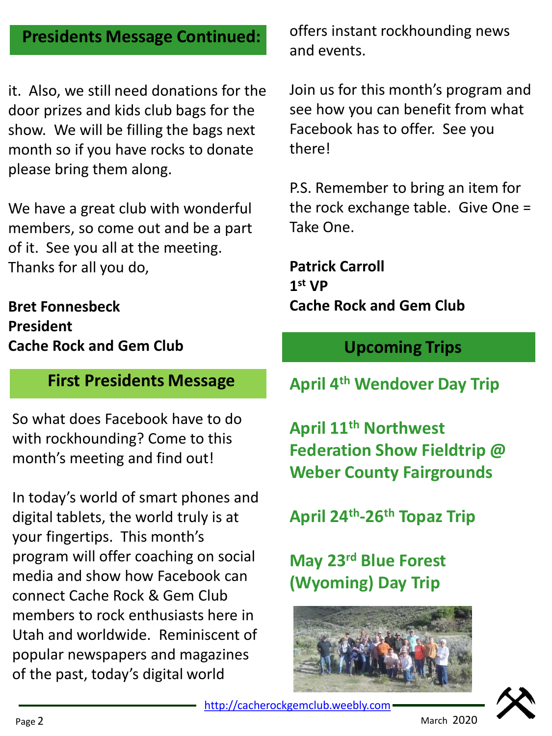## Presidents Message Continued:

it. Also, we still need donations for the door prizes and kids club bags for the show. We will be filling the bags next month so if you have rocks to donate please bring them along.

We have a great club with wonderful members, so come out and be a part of it. See you all at the meeting. Thanks for all you do,

**Bret Fonnesbeck**
**President**
**Cache Rock and Gem Club**

## First Presidents Message

So what does Facebook have to do with rockhounding? Come to this month's meeting and find out!

In today's world of smart phones and digital tablets, the world truly is at your fingertips. This month's program will offer coaching on social media and show how Facebook can connect Cache Rock & Gem Club members to rock enthusiasts here in Utah and worldwide. Reminiscent of popular newspapers and magazines of the past, today's digital world offers instant rockhounding news and events.

Join us for this month's program and see how you can benefit from what Facebook has to offer. See you there!

P.S. Remember to bring an item for the rock exchange table. Give One = Take One.

**Patrick Carroll**
**1st VP**
**Cache Rock and Gem Club**

## Upcoming Trips

**April 4th Wendover Day Trip**

**April 11th Northwest Federation Show Fieldtrip @ Weber County Fairgrounds**

**April 24th-26th Topaz Trip**

**May 23rd Blue Forest (Wyoming) Day Trip**

http://cacherockgemclub.weebly.com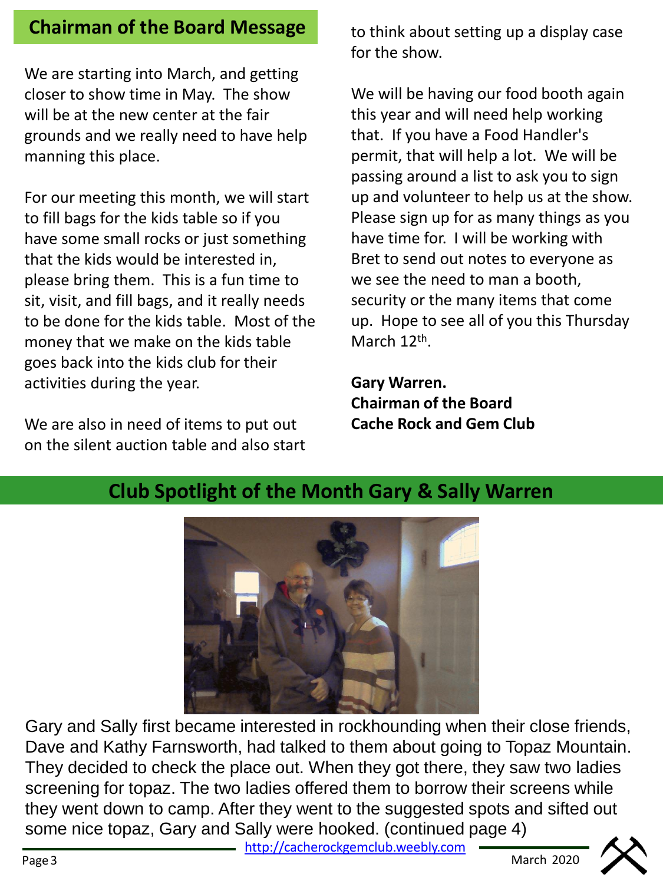## Chairman of the Board Message

We are starting into March, and getting closer to show time in May. The show will be at the new center at the fair grounds and we really need to have help manning this place.

For our meeting this month, we will start to fill bags for the kids table so if you have some small rocks or just something that the kids would be interested in, please bring them. This is a fun time to sit, visit, and fill bags, and it really needs to be done for the kids table. Most of the money that we make on the kids table goes back into the kids club for their activities during the year.

We are also in need of items to put out on the silent auction table and also start to think about setting up a display case for the show.

We will be having our food booth again this year and will need help working that. If you have a Food Handler's permit, that will help a lot. We will be passing around a list to ask you to sign up and volunteer to help us at the show. Please sign up for as many things as you have time for. I will be working with Bret to send out notes to everyone as we see the need to man a booth, security or the many items that come up. Hope to see all of you this Thursday March 12th.

**Gary Warren.**
**Chairman of the Board**
**Cache Rock and Gem Club**

## Club Spotlight of the Month Gary & Sally Warren

Gary and Sally first became interested in rockhounding when their close friends, Dave and Kathy Farnsworth, had talked to them about going to Topaz Mountain. They decided to check the place out. When they got there, they saw two ladies screening for topaz. The two ladies offered them to borrow their screens while they went down to camp. After they went to the suggested spots and sifted out some nice topaz, Gary and Sally were hooked. (continued page 4)

http://cacherockgemclub.weebly.com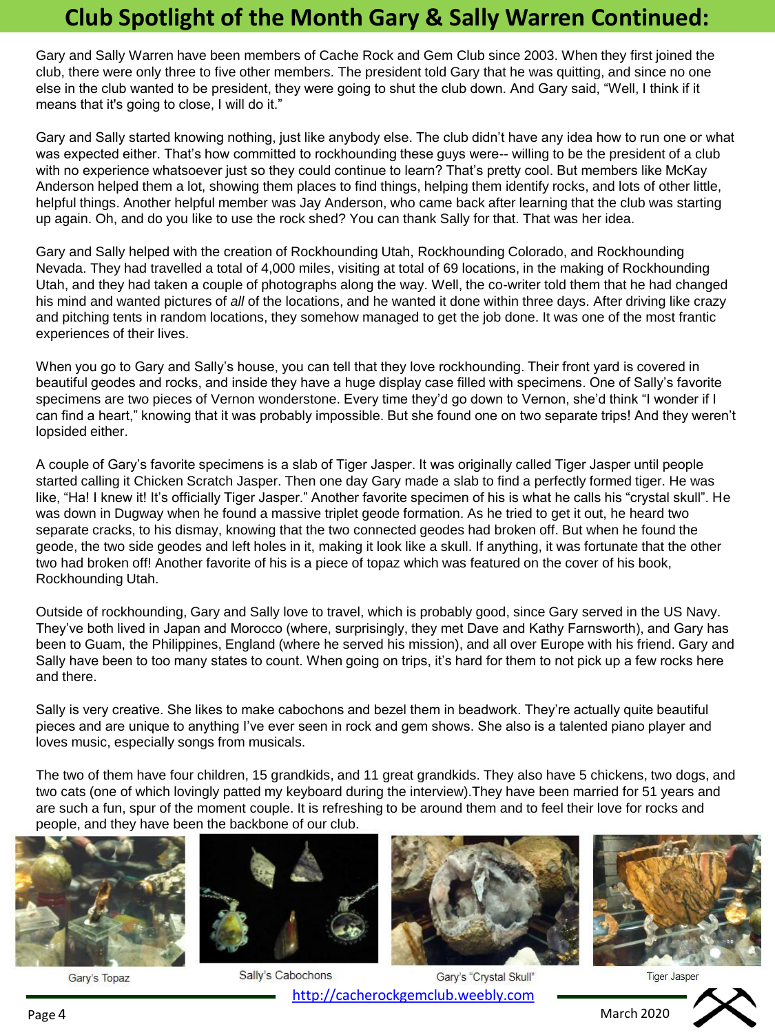# Club Spotlight of the Month Gary & Sally Warren Continued:

Gary and Sally Warren have been members of Cache Rock and Gem Club since 2003. When they first joined the club, there were only three to five other members. The president told Gary that he was quitting, and since no one else in the club wanted to be president, they were going to shut the club down. And Gary said, "Well, I think if it means that it's going to close, I will do it."

Gary and Sally started knowing nothing, just like anybody else. The club didn't have any idea how to run one or what was expected either. That's how committed to rockhounding these guys were-- willing to be the president of a club with no experience whatsoever just so they could continue to learn? That's pretty cool. But members like McKay Anderson helped them a lot, showing them places to find things, helping them identify rocks, and lots of other little, helpful things. Another helpful member was Jay Anderson, who came back after learning that the club was starting up again. Oh, and do you like to use the rock shed? You can thank Sally for that. That was her idea.

Gary and Sally helped with the creation of Rockhounding Utah, Rockhounding Colorado, and Rockhounding Nevada. They had travelled a total of 4,000 miles, visiting at total of 69 locations, in the making of Rockhounding Utah, and they had taken a couple of photographs along the way. Well, the co-writer told them that he had changed his mind and wanted pictures of *all* of the locations, and he wanted it done within three days. After driving like crazy and pitching tents in random locations, they somehow managed to get the job done. It was one of the most frantic experiences of their lives.

When you go to Gary and Sally's house, you can tell that they love rockhounding. Their front yard is covered in beautiful geodes and rocks, and inside they have a huge display case filled with specimens. One of Sally's favorite specimens are two pieces of Vernon wonderstone. Every time they'd go down to Vernon, she'd think "I wonder if I can find a heart," knowing that it was probably impossible. But she found one on two separate trips! And they weren't lopsided either.

A couple of Gary's favorite specimens is a slab of Tiger Jasper. It was originally called Tiger Jasper until people started calling it Chicken Scratch Jasper. Then one day Gary made a slab to find a perfectly formed tiger. He was like, "Ha! I knew it! It's officially Tiger Jasper." Another favorite specimen of his is what he calls his "crystal skull". He was down in Dugway when he found a massive triplet geode formation. As he tried to get it out, he heard two separate cracks, to his dismay, knowing that the two connected geodes had broken off. But when he found the geode, the two side geodes and left holes in it, making it look like a skull. If anything, it was fortunate that the other two had broken off! Another favorite of his is a piece of topaz which was featured on the cover of his book, Rockhounding Utah.

Outside of rockhounding, Gary and Sally love to travel, which is probably good, since Gary served in the US Navy. They've both lived in Japan and Morocco (where, surprisingly, they met Dave and Kathy Farnsworth), and Gary has been to Guam, the Philippines, England (where he served his mission), and all over Europe with his friend. Gary and Sally have been to too many states to count. When going on trips, it's hard for them to not pick up a few rocks here and there.

Sally is very creative. She likes to make cabochons and bezel them in beadwork. They're actually quite beautiful pieces and are unique to anything I've ever seen in rock and gem shows. She also is a talented piano player and loves music, especially songs from musicals.

The two of them have four children, 15 grandkids, and 11 great grandkids. They also have 5 chickens, two dogs, and two cats (one of which lovingly patted my keyboard during the interview).They have been married for 51 years and are such a fun, spur of the moment couple. It is refreshing to be around them and to feel their love for rocks and people, and they have been the backbone of our club.

Gary's Topaz

Sally's Cabochons

Gary's "Crystal Skull"

Tiger Jasper

http://cacherockgemclub.weebly.com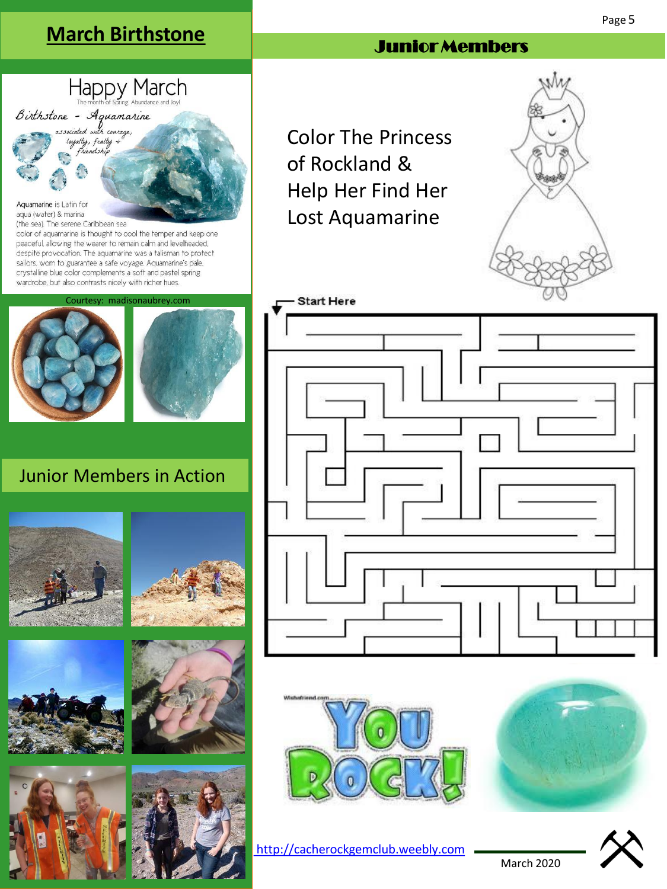## March Birthstone

Happy March

The month of Spring, Abundance and Joy!

Birthstone - Aquamarine

associated with courage, loyalty, fealty + friendship

Aquamarine is Latin for aqua (water) & marina (the sea). The serene Caribbean sea color of aquamarine is thought to cool the temper and keep one peaceful, allowing the wearer to remain calm and levelheaded, despite provocation. The aquamarine was a talisman to protect sailors, worn to guarantee a safe voyage. Aquamarine's pale, crystalline blue color complements a soft and pastel spring wardrobe, but also contrasts nicely with richer hues.

Courtesy: madisonaubrey.com

## Junior Members in Action

## Junior Members

Color The Princess of Rockland & Help Her Find Her Lost Aquamarine

Start Here

Wishafriend.com

YOU ROCK!

http://cacherockgemclub.weebly.com

March 2020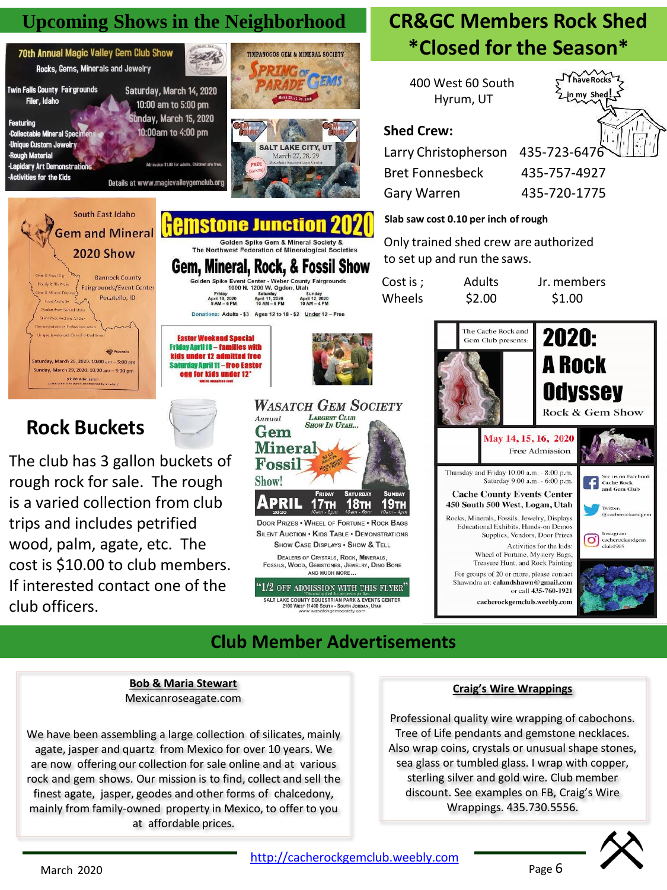## Upcoming Shows in the Neighborhood

**70th Annual Magic Valley Gem Club Show**
Rocks, Gems, Minerals and Jewelry

Twin Falls County Fairgrounds
Filer, Idaho

Saturday, March 14, 2020
10:00 am to 5:00 pm
Sunday, March 15, 2020
10:00am to 4:00 pm

Featuring
- Collectable Mineral Specimens
- Unique Custom Jewelry
- Rough Material
- Lapidary Art Demonstrations
- Activities for the Kids

Admission $1.00 for adults. Children are free.

Details at www.magicvalleygemclub.org

**Timpanogos Gem & Mineral Society**
Spring Parade of Gems
March 20, 21, 22, 2020

**Gem Faire**
SALT LAKE CITY, UT
March 27, 28, 29
Mountain America Expo Center
FREE parking!

**South East Idaho Gem and Mineral 2020 Show**

Bannock County Fairgrounds/Event Center
Pocatello, ID

Saturday, March 28, 2020: 10:00 am – 5:00 pm
Sunday, March 29, 2020: 10:00 am – 5:00 pm
$2.00 Admission

**Gemstone Junction 2020**
Golden Spike Gem & Mineral Society & The Northwest Federation of Mineralogical Societies

**Gem, Mineral, Rock, & Fossil Show**
Golden Spike Event Center - Weber County Fairgrounds
1000 N. 1200 W. Ogden, Utah

| Friday | Saturday | Sunday |
|---|---|---|
| April 10, 2020 | April 11, 2020 | April 12, 2020 |
| 9 AM – 6 PM | 10 AM – 6 PM | 10 AM – 4 PM |

Donations: Adults - $3  Ages 12 to 18 - $2  Under 12 – Free

Easter Weekend Special
Friday April 10 – families with kids under 12 admitted free
Saturday April 11 – free Easter egg for kids under 12*
*while supplies last

**Wasatch Gem Society**
Annual Gem Mineral Fossil Show!
Largest Club Show In Utah...

APRIL 2020 — Friday 17th 10am - 6pm, Saturday 18th 10am - 6pm, Sunday 19th 10am - 4pm

$2.00 Adults, Kids under 12 FREE

Door Prizes • Wheel of Fortune • Rock Bags
Silent Auction • Kids Table • Demonstrations
Show Case Displays • Show & Tell

Dealers of Crystals, Rock, Minerals, Fossils, Wood, Gemstones, Jewelry, Dino Bone and much more...

"1/2 OFF ADMISSION WITH THIS FLYER"
*Discount applied for one person per flyer

Salt Lake County Equestrian Park & Events Center
2100 West 11400 South - South Jordan, Utah
www.wasatchgemsociety.com

## CR&GC Members Rock Shed *Closed for the Season*

400 West 60 South
Hyrum, UT

I have Rocks in my Shed!

**Shed Crew:**

| | |
|---|---|
| Larry Christopherson | 435-723-6476 |
| Bret Fonnesbeck | 435-757-4927 |
| Gary Warren | 435-720-1775 |

**Slab saw cost 0.10 per inch of rough**

Only trained shed crew are authorized to set up and run the saws.

| Cost is ; | Adults | Jr. members |
|---|---|---|
| Wheels | $2.00 | $1.00 |

The Cache Rock and Gem Club presents:

**2020: A Rock Odyssey**
Rock & Gem Show

May 14, 15, 16, 2020
Free Admission

Thursday and Friday 10:00 a.m. - 8:00 p.m.
Saturday 9:00 a.m. - 6:00 p.m.

**Cache County Events Center**
**450 South 500 West, Logan, Utah**

Rocks, Minerals, Fossils, Jewelry, Displays
Educational Exhibits, Hands-on Demos
Supplies, Vendors, Door Prizes

Activities for the kids:
Wheel of Fortune, Mystery Bags, Treasure Hunt, and Rock Painting

For groups of 20 or more, please contact Shawndra at: calandshawn@gmail.com or call 435-760-1921

cacherockgemclub.weebly.com

See us on Facebook: Cache Rock and Gem Club
Twitter: @cacherockandgem
Instagram: cacherockandgem club1905

## Rock Buckets

The club has 3 gallon buckets of rough rock for sale. The rough is a varied collection from club trips and includes petrified wood, palm, agate, etc. The cost is $10.00 to club members. If interested contact one of the club officers.

## Club Member Advertisements

**Bob & Maria Stewart**
Mexicanroseagate.com

We have been assembling a large collection of silicates, mainly agate, jasper and quartz from Mexico for over 10 years. We are now offering our collection for sale online and at various rock and gem shows. Our mission is to find, collect and sell the finest agate, jasper, geodes and other forms of chalcedony, mainly from family-owned property in Mexico, to offer to you at affordable prices.

**Craig's Wire Wrappings**

Professional quality wire wrapping of cabochons. Tree of Life pendants and gemstone necklaces. Also wrap coins, crystals or unusual shape stones, sea glass or tumbled glass. I wrap with copper, sterling silver and gold wire. Club member discount. See examples on FB, Craig's Wire Wrappings. 435.730.5556.

March 2020 — http://cacherockgemclub.weebly.com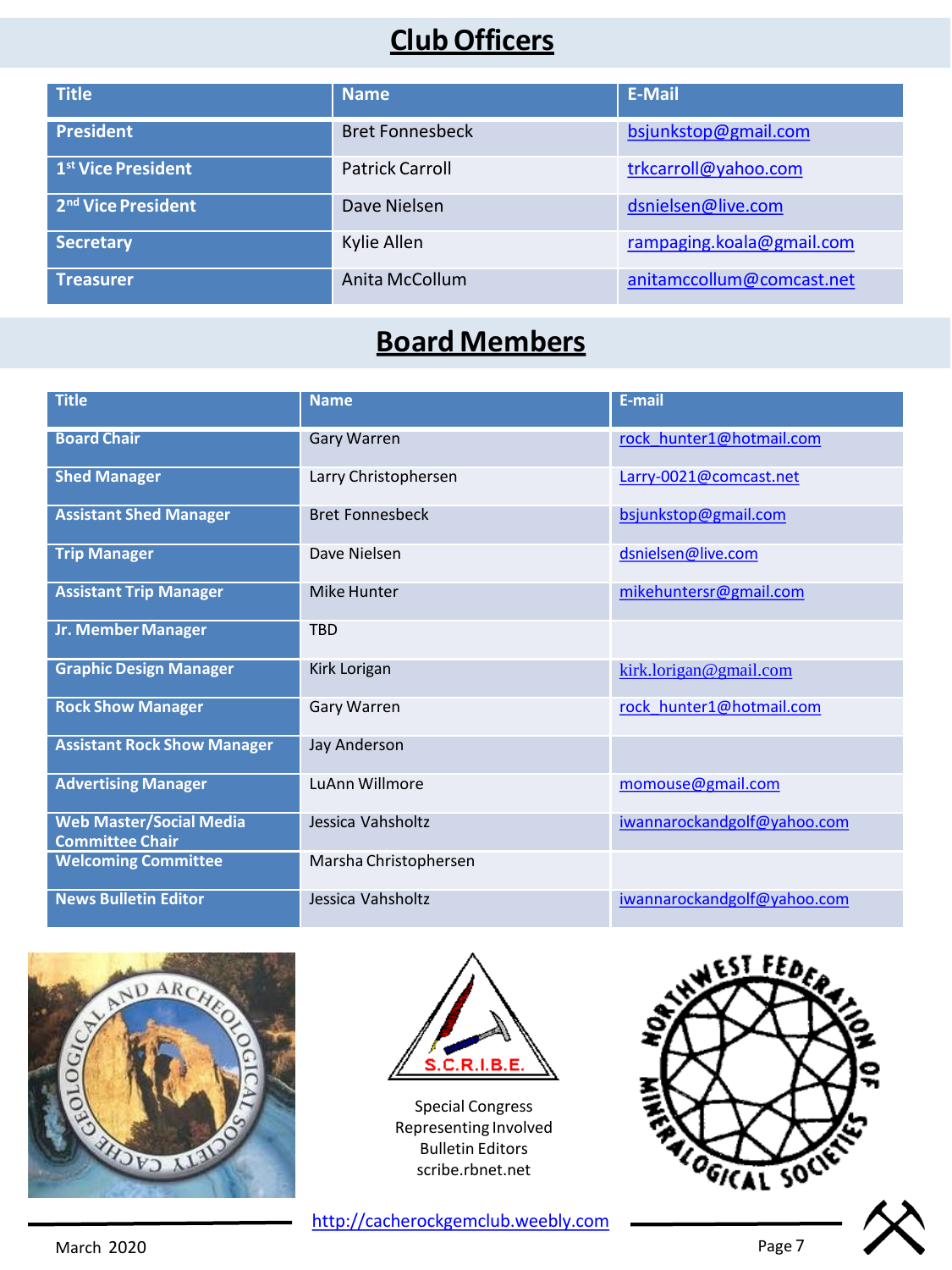## Club Officers

| Title | Name | E-Mail |
|---|---|---|
| President | Bret Fonnesbeck | bsjunkstop@gmail.com |
| 1st Vice President | Patrick Carroll | trkcarroll@yahoo.com |
| 2nd Vice President | Dave Nielsen | dsnielsen@live.com |
| Secretary | Kylie Allen | rampaging.koala@gmail.com |
| Treasurer | Anita McCollum | anitamccollum@comcast.net |

## Board Members

| Title | Name | E-mail |
|---|---|---|
| Board Chair | Gary Warren | rock_hunter1@hotmail.com |
| Shed Manager | Larry Christophersen | Larry-0021@comcast.net |
| Assistant Shed Manager | Bret Fonnesbeck | bsjunkstop@gmail.com |
| Trip Manager | Dave Nielsen | dsnielsen@live.com |
| Assistant Trip Manager | Mike Hunter | mikehuntersr@gmail.com |
| Jr. Member Manager | TBD | |
| Graphic Design Manager | Kirk Lorigan | kirk.lorigan@gmail.com |
| Rock Show Manager | Gary Warren | rock_hunter1@hotmail.com |
| Assistant Rock Show Manager | Jay Anderson | |
| Advertising Manager | LuAnn Willmore | momouse@gmail.com |
| Web Master/Social Media Committee Chair | Jessica Vahsholtz | iwannarockandgolf@yahoo.com |
| Welcoming Committee | Marsha Christophersen | |
| News Bulletin Editor | Jessica Vahsholtz | iwannarockandgolf@yahoo.com |

Special Congress Representing Involved Bulletin Editors
scribe.rbnet.net

http://cacherockgemclub.weebly.com

March 2020